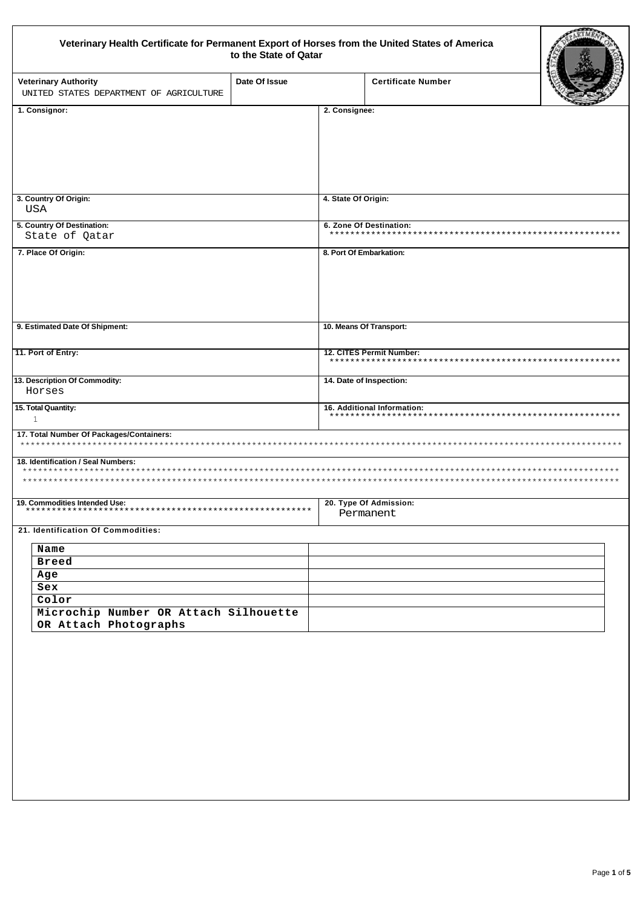# Veterinary Health Certificate for Permanent Export of Horses from the United States of America to the State of Qatar

| Veterinary Authority | Date Of Issue | Certificate Number |
|---|---|---|
| UNITED STATES DEPARTMENT OF AGRICULTURE | | |

| | |
|---|---|
| **1. Consignor:** | **2. Consignee:** |
| **3. Country Of Origin:** USA | **4. State Of Origin:** |
| **5. Country Of Destination:** State of Qatar | **6. Zone Of Destination:** ******************************************************** |
| **7. Place Of Origin:** | **8. Port Of Embarkation:** |
| **9. Estimated Date Of Shipment:** | **10. Means Of Transport:** |
| **11. Port of Entry:** | **12. CITES Permit Number:** ******************************************************** |
| **13. Description Of Commodity:** Horses | **14. Date of Inspection:** |
| **15. Total Quantity:** 1 | **16. Additional Information:** ******************************************************** |

**17. Total Number Of Packages/Containers:**
********************************************************************************************************************

**18. Identification / Seal Numbers:**
********************************************************************************************************************
********************************************************************************************************************

| | |
|---|---|
| **19. Commodities Intended Use:** ******************************************************** | **20. Type Of Admission:** Permanent |

**21. Identification Of Commodities:**

| | |
|---|---|
| **Name** | |
| **Breed** | |
| **Age** | |
| **Sex** | |
| **Color** | |
| **Microchip Number OR Attach Silhouette OR Attach Photographs** | |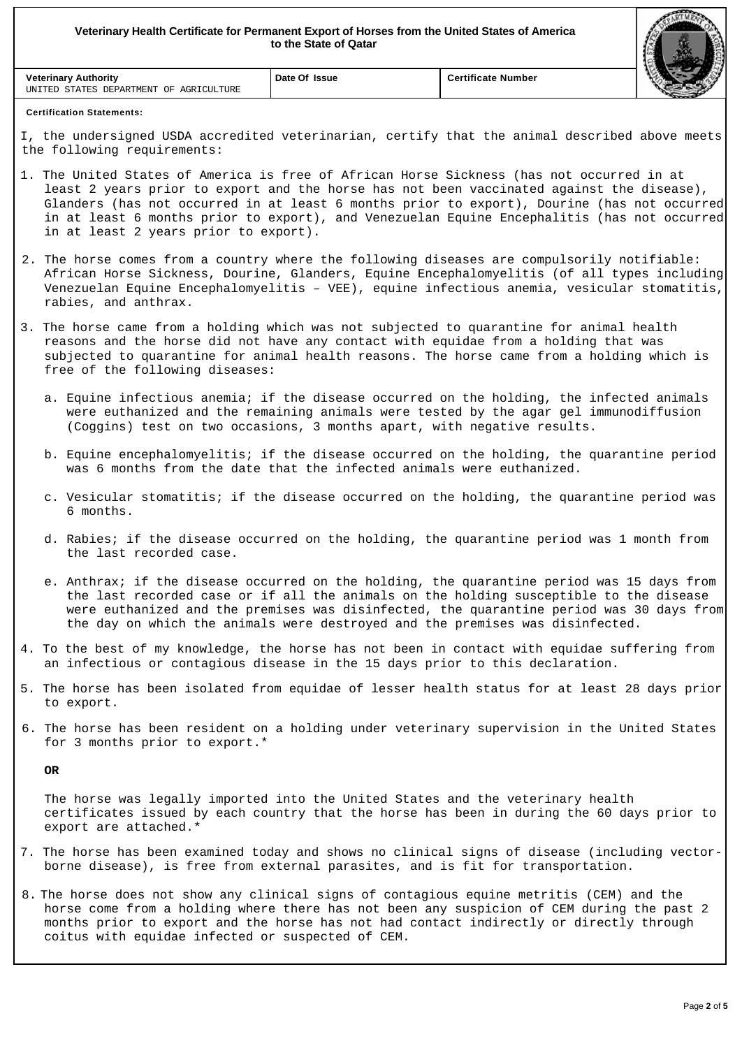**Veterinary Health Certificate for Permanent Export of Horses from the United States of America to the State of Qatar**

| Veterinary Authority | Date Of Issue | Certificate Number |
| --- | --- | --- |
| UNITED STATES DEPARTMENT OF AGRICULTURE | | |

**Certification Statements:**

I, the undersigned USDA accredited veterinarian, certify that the animal described above meets the following requirements:

1. The United States of America is free of African Horse Sickness (has not occurred in at least 2 years prior to export and the horse has not been vaccinated against the disease), Glanders (has not occurred in at least 6 months prior to export), Dourine (has not occurred in at least 6 months prior to export), and Venezuelan Equine Encephalitis (has not occurred in at least 2 years prior to export).

2. The horse comes from a country where the following diseases are compulsorily notifiable: African Horse Sickness, Dourine, Glanders, Equine Encephalomyelitis (of all types including Venezuelan Equine Encephalomyelitis – VEE), equine infectious anemia, vesicular stomatitis, rabies, and anthrax.

3. The horse came from a holding which was not subjected to quarantine for animal health reasons and the horse did not have any contact with equidae from a holding that was subjected to quarantine for animal health reasons. The horse came from a holding which is free of the following diseases:

   a. Equine infectious anemia; if the disease occurred on the holding, the infected animals were euthanized and the remaining animals were tested by the agar gel immunodiffusion (Coggins) test on two occasions, 3 months apart, with negative results.

   b. Equine encephalomyelitis; if the disease occurred on the holding, the quarantine period was 6 months from the date that the infected animals were euthanized.

   c. Vesicular stomatitis; if the disease occurred on the holding, the quarantine period was 6 months.

   d. Rabies; if the disease occurred on the holding, the quarantine period was 1 month from the last recorded case.

   e. Anthrax; if the disease occurred on the holding, the quarantine period was 15 days from the last recorded case or if all the animals on the holding susceptible to the disease were euthanized and the premises was disinfected, the quarantine period was 30 days from the day on which the animals were destroyed and the premises was disinfected.

4. To the best of my knowledge, the horse has not been in contact with equidae suffering from an infectious or contagious disease in the 15 days prior to this declaration.

5. The horse has been isolated from equidae of lesser health status for at least 28 days prior to export.

6. The horse has been resident on a holding under veterinary supervision in the United States for 3 months prior to export.*

   **OR**

   The horse was legally imported into the United States and the veterinary health certificates issued by each country that the horse has been in during the 60 days prior to export are attached.*

7. The horse has been examined today and shows no clinical signs of disease (including vector-borne disease), is free from external parasites, and is fit for transportation.

8. The horse does not show any clinical signs of contagious equine metritis (CEM) and the horse come from a holding where there has not been any suspicion of CEM during the past 2 months prior to export and the horse has not had contact indirectly or directly through coitus with equidae infected or suspected of CEM.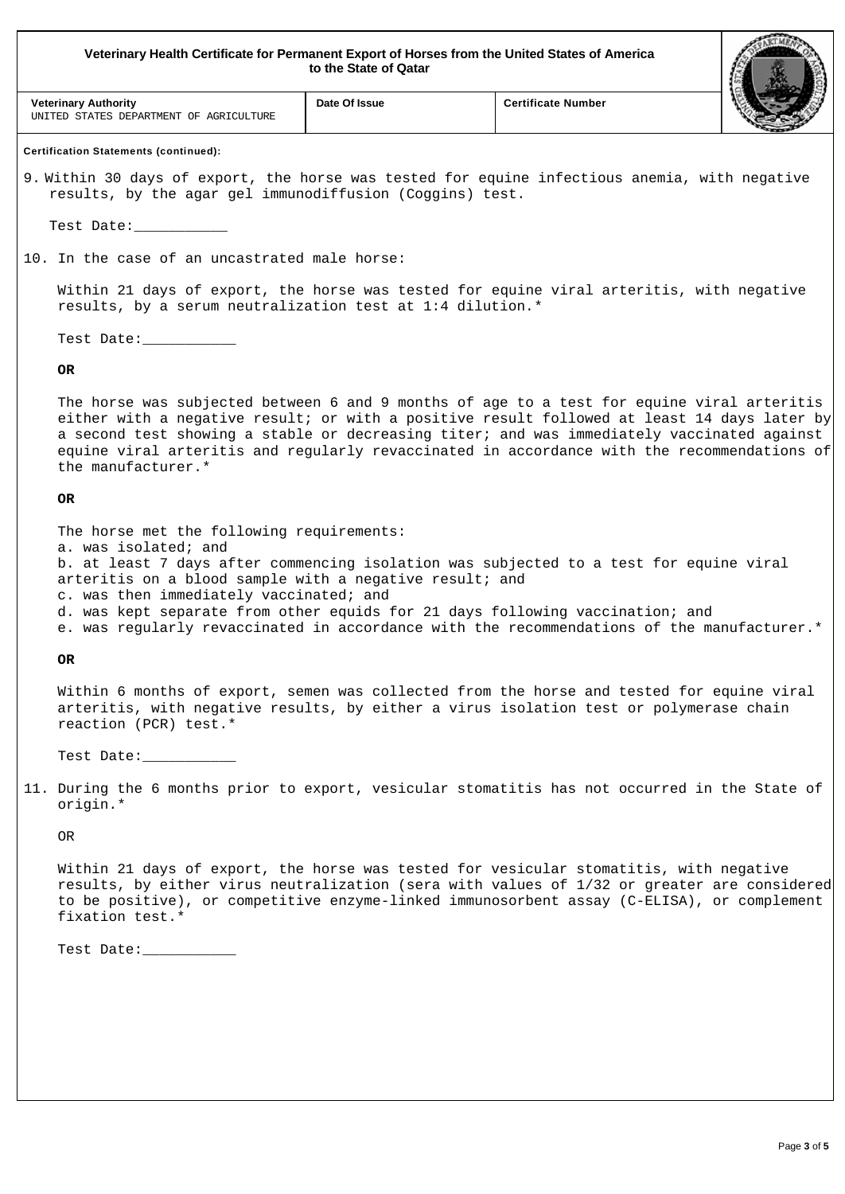**Veterinary Health Certificate for Permanent Export of Horses from the United States of America to the State of Qatar**

| Veterinary Authority | Date Of Issue | Certificate Number |
| --- | --- | --- |
| UNITED STATES DEPARTMENT OF AGRICULTURE | | |

**Certification Statements (continued):**

9. Within 30 days of export, the horse was tested for equine infectious anemia, with negative results, by the agar gel immunodiffusion (Coggins) test.

   Test Date:___________

10. In the case of an uncastrated male horse:

    Within 21 days of export, the horse was tested for equine viral arteritis, with negative results, by a serum neutralization test at 1:4 dilution.*

    Test Date:___________

    **OR**

    The horse was subjected between 6 and 9 months of age to a test for equine viral arteritis either with a negative result; or with a positive result followed at least 14 days later by a second test showing a stable or decreasing titer; and was immediately vaccinated against equine viral arteritis and regularly revaccinated in accordance with the recommendations of the manufacturer.*

    **OR**

    The horse met the following requirements:
    a. was isolated; and
    b. at least 7 days after commencing isolation was subjected to a test for equine viral arteritis on a blood sample with a negative result; and
    c. was then immediately vaccinated; and
    d. was kept separate from other equids for 21 days following vaccination; and
    e. was regularly revaccinated in accordance with the recommendations of the manufacturer.*

    **OR**

    Within 6 months of export, semen was collected from the horse and tested for equine viral arteritis, with negative results, by either a virus isolation test or polymerase chain reaction (PCR) test.*

    Test Date:___________

11. During the 6 months prior to export, vesicular stomatitis has not occurred in the State of origin.*

    OR

    Within 21 days of export, the horse was tested for vesicular stomatitis, with negative results, by either virus neutralization (sera with values of 1/32 or greater are considered to be positive), or competitive enzyme-linked immunosorbent assay (C-ELISA), or complement fixation test.*

    Test Date:___________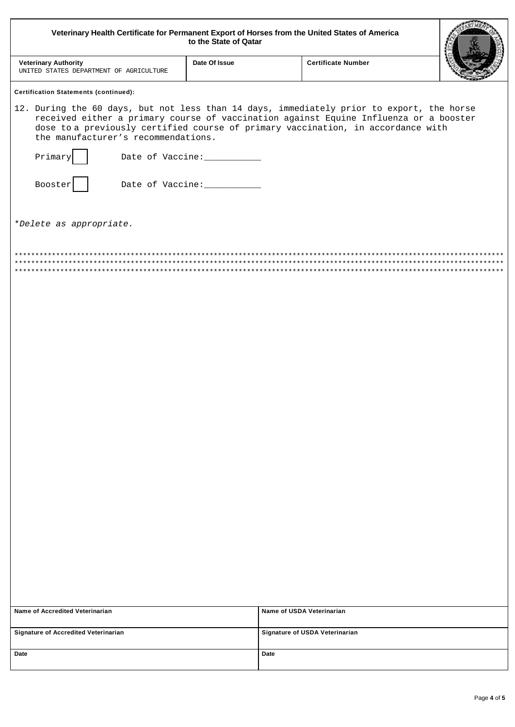**Veterinary Health Certificate for Permanent Export of Horses from the United States of America to the State of Qatar**

| Veterinary Authority | Date Of Issue | Certificate Number |
|---|---|---|
| UNITED STATES DEPARTMENT OF AGRICULTURE | | |

**Certification Statements (continued):**

12. During the 60 days, but not less than 14 days, immediately prior to export, the horse received either a primary course of vaccination against Equine Influenza or a booster dose to a previously certified course of primary vaccination, in accordance with the manufacturer's recommendations.

Primary ☐ Date of Vaccine:___________

Booster ☐ Date of Vaccine:___________

*\*Delete as appropriate.*

****************************************************************************************************************
****************************************************************************************************************
****************************************************************************************************************

| | |
|---|---|
| **Name of Accredited Veterinarian** | **Name of USDA Veterinarian** |
| **Signature of Accredited Veterinarian** | **Signature of USDA Veterinarian** |
| **Date** | **Date** |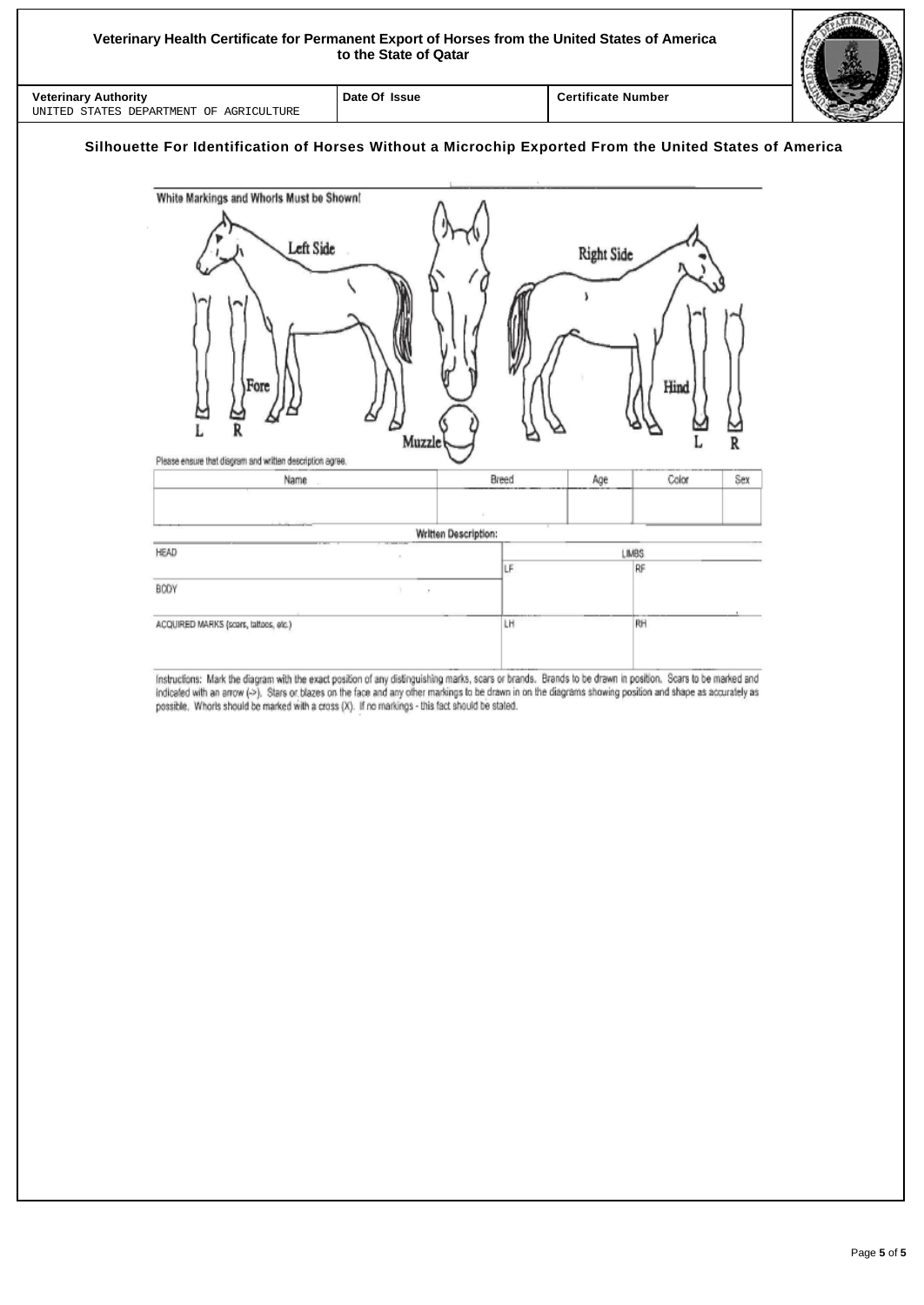# Veterinary Health Certificate for Permanent Export of Horses from the United States of America to the State of Qatar

| Veterinary Authority | Date Of Issue | Certificate Number |
|---|---|---|
| UNITED STATES DEPARTMENT OF AGRICULTURE | | |

## Silhouette For Identification of Horses Without a Microchip Exported From the United States of America

White Markings and Whorls Must be Shown!

Left Side

Right Side

Fore

Hind

L R

Muzzle

L R

Please ensure that diagram and written description agree.

| Name | Breed | Age | Color | Sex |
|---|---|---|---|---|
| | | | | |

**Written Description:**

| | LIMBS | |
|---|---|---|
| HEAD | LF | RF |
| BODY | | |
| ACQUIRED MARKS (scars, tattoos, etc.) | LH | RH |

Instructions: Mark the diagram with the exact position of any distinguishing marks, scars or brands. Brands to be drawn in position. Scars to be marked and indicated with an arrow (->). Stars or blazes on the face and any other markings to be drawn in on the diagrams showing position and shape as accurately as possible. Whorls should be marked with a cross (X). If no markings - this fact should be stated.